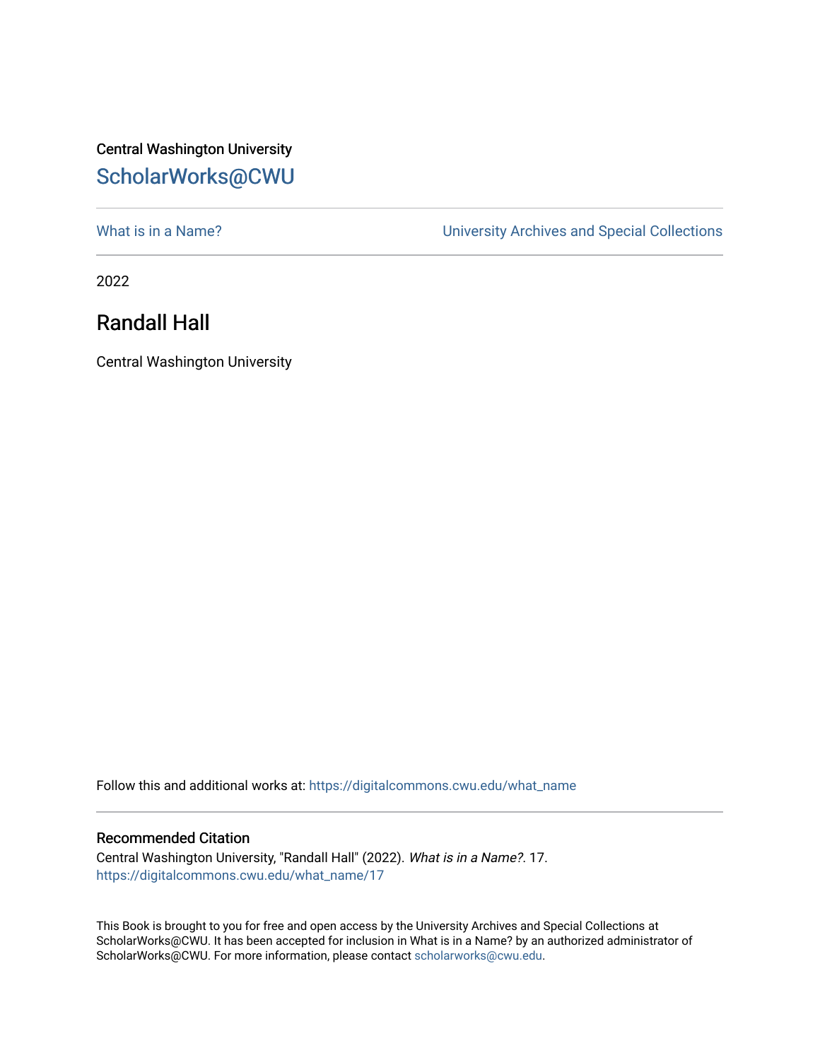Central Washington University

ScholarWorks@CWU

What is in a Name?

University Archives and Special Collections

2022

# Randall Hall

Central Washington University

Follow this and additional works at: https://digitalcommons.cwu.edu/what_name

## Recommended Citation

Central Washington University, "Randall Hall" (2022). *What is in a Name?*. 17.
https://digitalcommons.cwu.edu/what_name/17

This Book is brought to you for free and open access by the University Archives and Special Collections at ScholarWorks@CWU. It has been accepted for inclusion in What is in a Name? by an authorized administrator of ScholarWorks@CWU. For more information, please contact scholarworks@cwu.edu.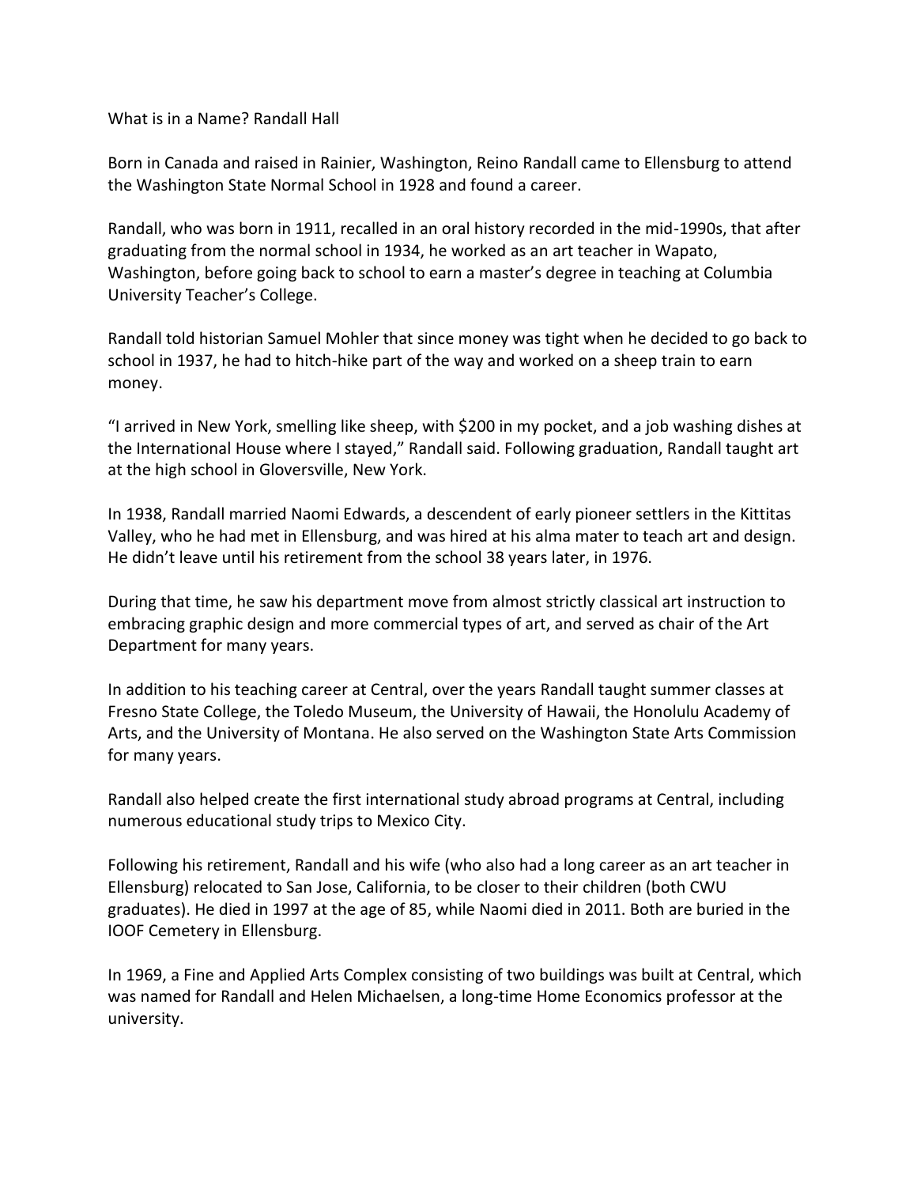What is in a Name? Randall Hall

Born in Canada and raised in Rainier, Washington, Reino Randall came to Ellensburg to attend the Washington State Normal School in 1928 and found a career.

Randall, who was born in 1911, recalled in an oral history recorded in the mid-1990s, that after graduating from the normal school in 1934, he worked as an art teacher in Wapato, Washington, before going back to school to earn a master's degree in teaching at Columbia University Teacher's College.

Randall told historian Samuel Mohler that since money was tight when he decided to go back to school in 1937, he had to hitch-hike part of the way and worked on a sheep train to earn money.

"I arrived in New York, smelling like sheep, with $200 in my pocket, and a job washing dishes at the International House where I stayed," Randall said. Following graduation, Randall taught art at the high school in Gloversville, New York.

In 1938, Randall married Naomi Edwards, a descendent of early pioneer settlers in the Kittitas Valley, who he had met in Ellensburg, and was hired at his alma mater to teach art and design. He didn't leave until his retirement from the school 38 years later, in 1976.

During that time, he saw his department move from almost strictly classical art instruction to embracing graphic design and more commercial types of art, and served as chair of the Art Department for many years.

In addition to his teaching career at Central, over the years Randall taught summer classes at Fresno State College, the Toledo Museum, the University of Hawaii, the Honolulu Academy of Arts, and the University of Montana. He also served on the Washington State Arts Commission for many years.

Randall also helped create the first international study abroad programs at Central, including numerous educational study trips to Mexico City.

Following his retirement, Randall and his wife (who also had a long career as an art teacher in Ellensburg) relocated to San Jose, California, to be closer to their children (both CWU graduates). He died in 1997 at the age of 85, while Naomi died in 2011. Both are buried in the IOOF Cemetery in Ellensburg.

In 1969, a Fine and Applied Arts Complex consisting of two buildings was built at Central, which was named for Randall and Helen Michaelsen, a long-time Home Economics professor at the university.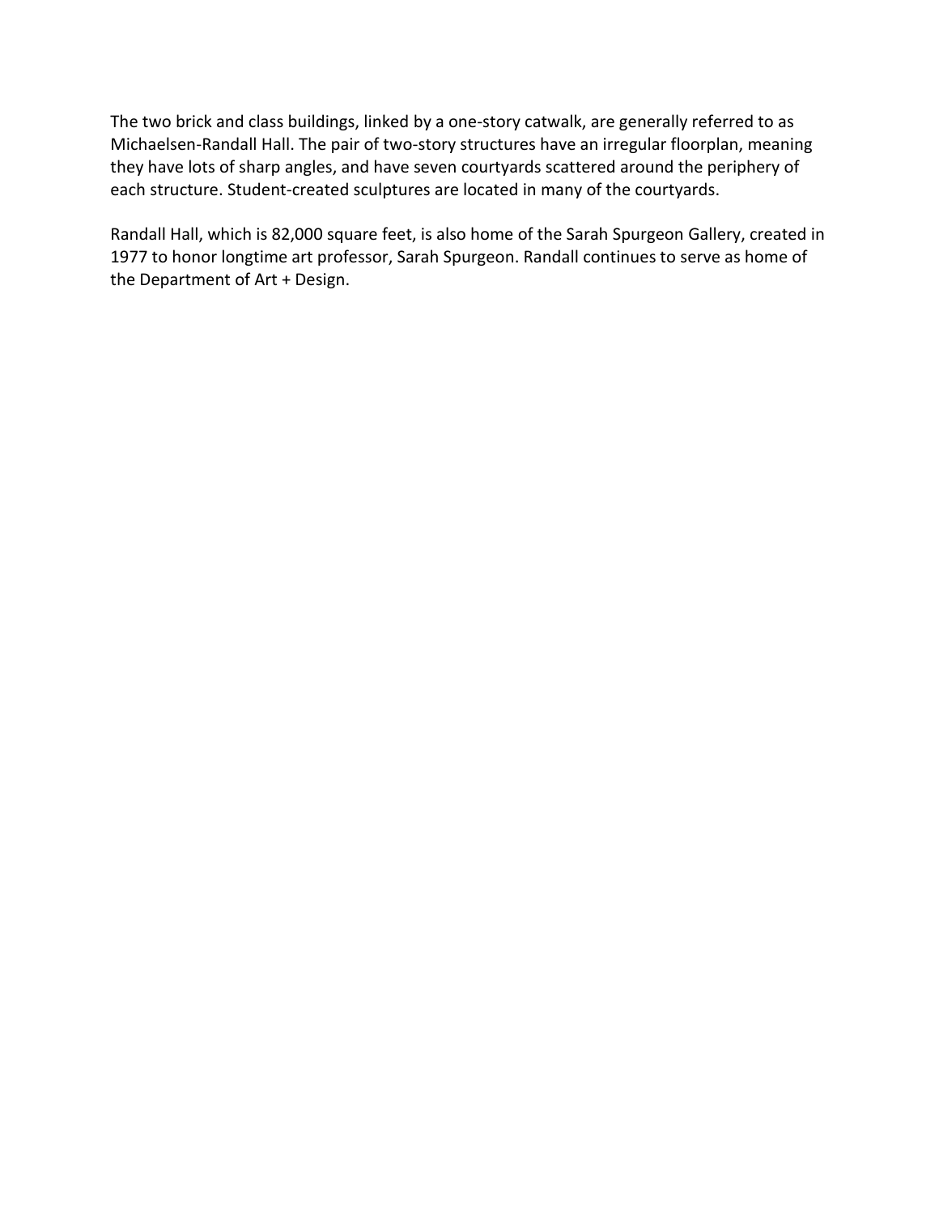The two brick and class buildings, linked by a one-story catwalk, are generally referred to as Michaelsen-Randall Hall. The pair of two-story structures have an irregular floorplan, meaning they have lots of sharp angles, and have seven courtyards scattered around the periphery of each structure. Student-created sculptures are located in many of the courtyards.

Randall Hall, which is 82,000 square feet, is also home of the Sarah Spurgeon Gallery, created in 1977 to honor longtime art professor, Sarah Spurgeon. Randall continues to serve as home of the Department of Art + Design.